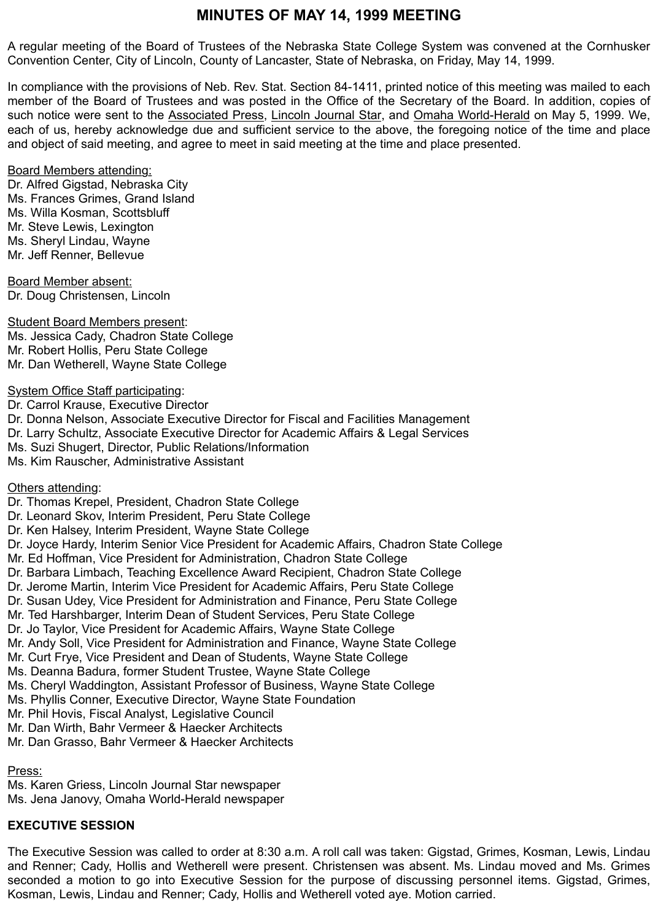# MINUTES OF MAY 14, 1999 MEETING

A regular meeting of the Board of Trustees of the Nebraska State College System was convened at the Cornhusker Convention Center, City of Lincoln, County of Lancaster, State of Nebraska, on Friday, May 14, 1999.

In compliance with the provisions of Neb. Rev. Stat. Section 84-1411, printed notice of this meeting was mailed to each member of the Board of Trustees and was posted in the Office of the Secretary of the Board. In addition, copies of such notice were sent to the Associated Press, Lincoln Journal Star, and Omaha World-Herald on May 5, 1999. We, each of us, hereby acknowledge due and sufficient service to the above, the foregoing notice of the time and place and object of said meeting, and agree to meet in said meeting at the time and place presented.

Board Members attending:
Dr. Alfred Gigstad, Nebraska City
Ms. Frances Grimes, Grand Island
Ms. Willa Kosman, Scottsbluff
Mr. Steve Lewis, Lexington
Ms. Sheryl Lindau, Wayne
Mr. Jeff Renner, Bellevue

Board Member absent:
Dr. Doug Christensen, Lincoln

Student Board Members present:
Ms. Jessica Cady, Chadron State College
Mr. Robert Hollis, Peru State College
Mr. Dan Wetherell, Wayne State College

System Office Staff participating:
Dr. Carrol Krause, Executive Director
Dr. Donna Nelson, Associate Executive Director for Fiscal and Facilities Management
Dr. Larry Schultz, Associate Executive Director for Academic Affairs & Legal Services
Ms. Suzi Shugert, Director, Public Relations/Information
Ms. Kim Rauscher, Administrative Assistant

Others attending:
Dr. Thomas Krepel, President, Chadron State College
Dr. Leonard Skov, Interim President, Peru State College
Dr. Ken Halsey, Interim President, Wayne State College
Dr. Joyce Hardy, Interim Senior Vice President for Academic Affairs, Chadron State College
Mr. Ed Hoffman, Vice President for Administration, Chadron State College
Dr. Barbara Limbach, Teaching Excellence Award Recipient, Chadron State College
Dr. Jerome Martin, Interim Vice President for Academic Affairs, Peru State College
Dr. Susan Udey, Vice President for Administration and Finance, Peru State College
Mr. Ted Harshbarger, Interim Dean of Student Services, Peru State College
Dr. Jo Taylor, Vice President for Academic Affairs, Wayne State College
Mr. Andy Soll, Vice President for Administration and Finance, Wayne State College
Mr. Curt Frye, Vice President and Dean of Students, Wayne State College
Ms. Deanna Badura, former Student Trustee, Wayne State College
Ms. Cheryl Waddington, Assistant Professor of Business, Wayne State College
Ms. Phyllis Conner, Executive Director, Wayne State Foundation
Mr. Phil Hovis, Fiscal Analyst, Legislative Council
Mr. Dan Wirth, Bahr Vermeer & Haecker Architects
Mr. Dan Grasso, Bahr Vermeer & Haecker Architects

Press:
Ms. Karen Griess, Lincoln Journal Star newspaper
Ms. Jena Janovy, Omaha World-Herald newspaper

**EXECUTIVE SESSION**

The Executive Session was called to order at 8:30 a.m. A roll call was taken: Gigstad, Grimes, Kosman, Lewis, Lindau and Renner; Cady, Hollis and Wetherell were present. Christensen was absent. Ms. Lindau moved and Ms. Grimes seconded a motion to go into Executive Session for the purpose of discussing personnel items. Gigstad, Grimes, Kosman, Lewis, Lindau and Renner; Cady, Hollis and Wetherell voted aye. Motion carried.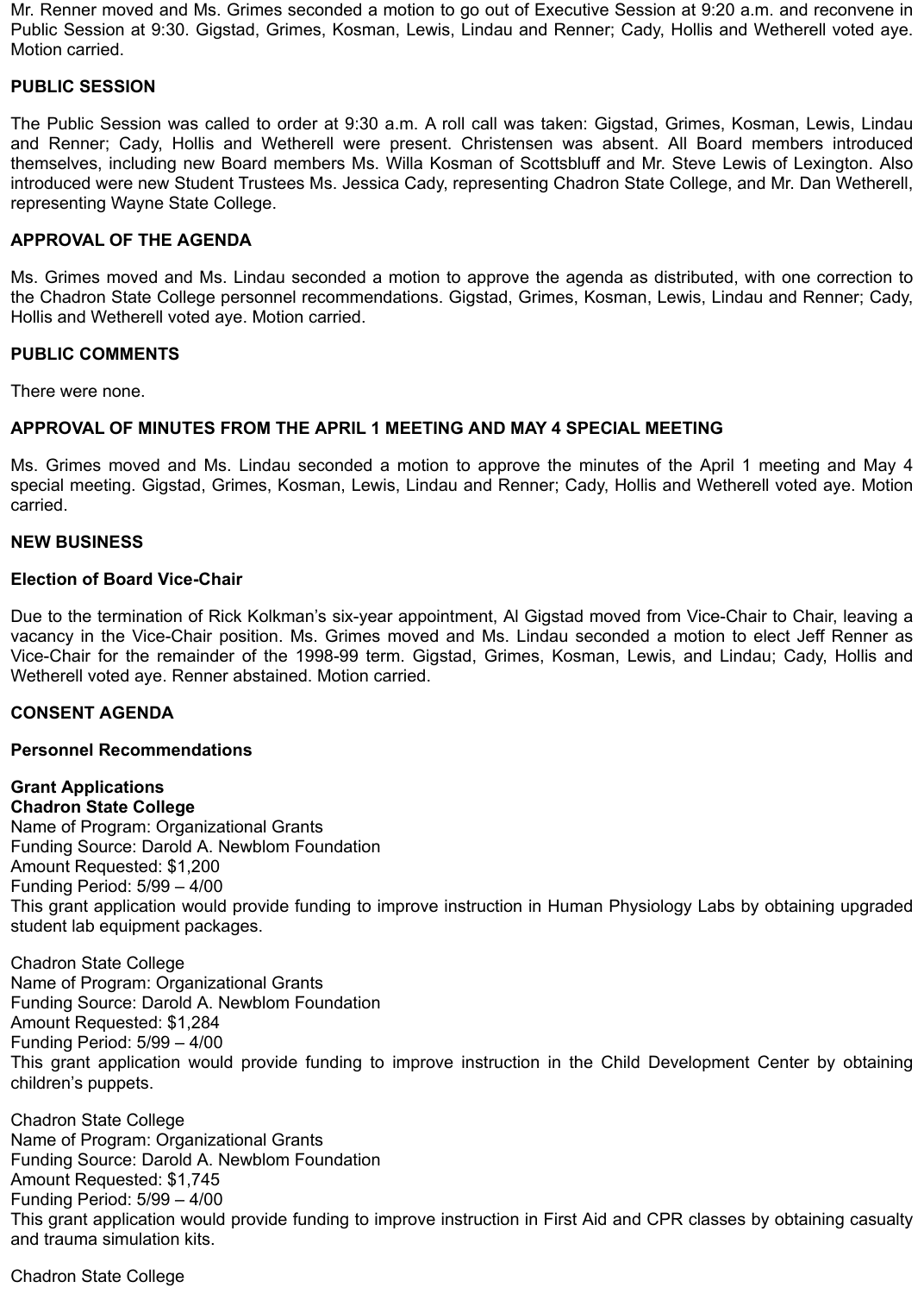Mr. Renner moved and Ms. Grimes seconded a motion to go out of Executive Session at 9:20 a.m. and reconvene in Public Session at 9:30. Gigstad, Grimes, Kosman, Lewis, Lindau and Renner; Cady, Hollis and Wetherell voted aye. Motion carried.

**PUBLIC SESSION**

The Public Session was called to order at 9:30 a.m. A roll call was taken: Gigstad, Grimes, Kosman, Lewis, Lindau and Renner; Cady, Hollis and Wetherell were present. Christensen was absent. All Board members introduced themselves, including new Board members Ms. Willa Kosman of Scottsbluff and Mr. Steve Lewis of Lexington. Also introduced were new Student Trustees Ms. Jessica Cady, representing Chadron State College, and Mr. Dan Wetherell, representing Wayne State College.

**APPROVAL OF THE AGENDA**

Ms. Grimes moved and Ms. Lindau seconded a motion to approve the agenda as distributed, with one correction to the Chadron State College personnel recommendations. Gigstad, Grimes, Kosman, Lewis, Lindau and Renner; Cady, Hollis and Wetherell voted aye. Motion carried.

**PUBLIC COMMENTS**

There were none.

**APPROVAL OF MINUTES FROM THE APRIL 1 MEETING AND MAY 4 SPECIAL MEETING**

Ms. Grimes moved and Ms. Lindau seconded a motion to approve the minutes of the April 1 meeting and May 4 special meeting. Gigstad, Grimes, Kosman, Lewis, Lindau and Renner; Cady, Hollis and Wetherell voted aye. Motion carried.

**NEW BUSINESS**

**Election of Board Vice-Chair**

Due to the termination of Rick Kolkman's six-year appointment, Al Gigstad moved from Vice-Chair to Chair, leaving a vacancy in the Vice-Chair position. Ms. Grimes moved and Ms. Lindau seconded a motion to elect Jeff Renner as Vice-Chair for the remainder of the 1998-99 term. Gigstad, Grimes, Kosman, Lewis, and Lindau; Cady, Hollis and Wetherell voted aye. Renner abstained. Motion carried.

**CONSENT AGENDA**

**Personnel Recommendations**

**Grant Applications**
**Chadron State College**
Name of Program: Organizational Grants
Funding Source: Darold A. Newblom Foundation
Amount Requested: $1,200
Funding Period: 5/99 – 4/00
This grant application would provide funding to improve instruction in Human Physiology Labs by obtaining upgraded student lab equipment packages.

Chadron State College
Name of Program: Organizational Grants
Funding Source: Darold A. Newblom Foundation
Amount Requested: $1,284
Funding Period: 5/99 – 4/00
This grant application would provide funding to improve instruction in the Child Development Center by obtaining children's puppets.

Chadron State College
Name of Program: Organizational Grants
Funding Source: Darold A. Newblom Foundation
Amount Requested: $1,745
Funding Period: 5/99 – 4/00
This grant application would provide funding to improve instruction in First Aid and CPR classes by obtaining casualty and trauma simulation kits.

Chadron State College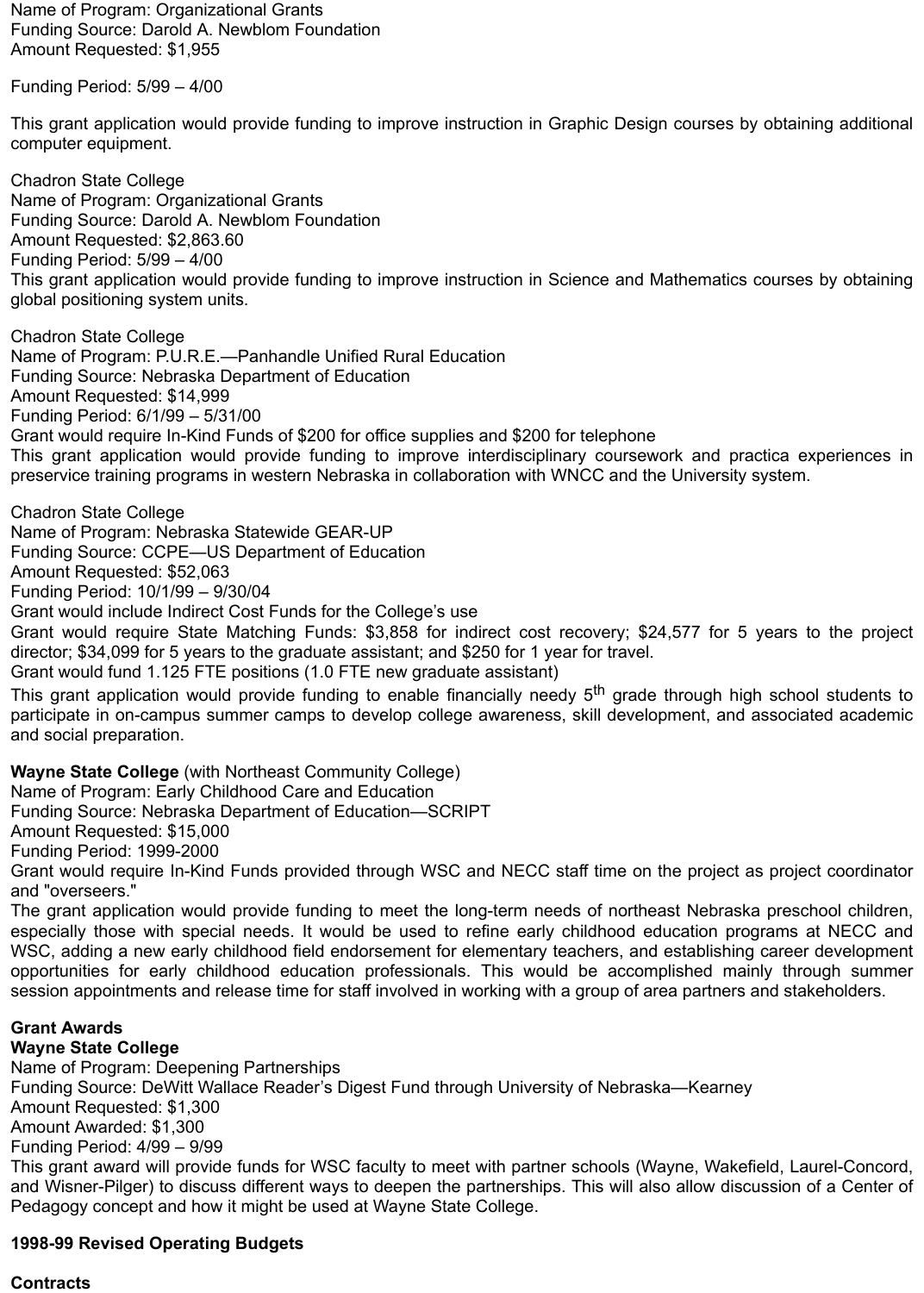Name of Program: Organizational Grants
Funding Source: Darold A. Newblom Foundation
Amount Requested: $1,955

Funding Period: 5/99 – 4/00

This grant application would provide funding to improve instruction in Graphic Design courses by obtaining additional computer equipment.

Chadron State College
Name of Program: Organizational Grants
Funding Source: Darold A. Newblom Foundation
Amount Requested: $2,863.60
Funding Period: 5/99 – 4/00
This grant application would provide funding to improve instruction in Science and Mathematics courses by obtaining global positioning system units.

Chadron State College
Name of Program: P.U.R.E.—Panhandle Unified Rural Education
Funding Source: Nebraska Department of Education
Amount Requested: $14,999
Funding Period: 6/1/99 – 5/31/00
Grant would require In-Kind Funds of $200 for office supplies and $200 for telephone
This grant application would provide funding to improve interdisciplinary coursework and practica experiences in preservice training programs in western Nebraska in collaboration with WNCC and the University system.

Chadron State College
Name of Program: Nebraska Statewide GEAR-UP
Funding Source: CCPE—US Department of Education
Amount Requested: $52,063
Funding Period: 10/1/99 – 9/30/04
Grant would include Indirect Cost Funds for the College's use
Grant would require State Matching Funds: $3,858 for indirect cost recovery; $24,577 for 5 years to the project director; $34,099 for 5 years to the graduate assistant; and $250 for 1 year for travel.
Grant would fund 1.125 FTE positions (1.0 FTE new graduate assistant)
This grant application would provide funding to enable financially needy 5th grade through high school students to participate in on-campus summer camps to develop college awareness, skill development, and associated academic and social preparation.

**Wayne State College** (with Northeast Community College)
Name of Program: Early Childhood Care and Education
Funding Source: Nebraska Department of Education—SCRIPT
Amount Requested: $15,000
Funding Period: 1999-2000
Grant would require In-Kind Funds provided through WSC and NECC staff time on the project as project coordinator and "overseers."
The grant application would provide funding to meet the long-term needs of northeast Nebraska preschool children, especially those with special needs. It would be used to refine early childhood education programs at NECC and WSC, adding a new early childhood field endorsement for elementary teachers, and establishing career development opportunities for early childhood education professionals. This would be accomplished mainly through summer session appointments and release time for staff involved in working with a group of area partners and stakeholders.

**Grant Awards**
**Wayne State College**
Name of Program: Deepening Partnerships
Funding Source: DeWitt Wallace Reader's Digest Fund through University of Nebraska—Kearney
Amount Requested: $1,300
Amount Awarded: $1,300
Funding Period: 4/99 – 9/99
This grant award will provide funds for WSC faculty to meet with partner schools (Wayne, Wakefield, Laurel-Concord, and Wisner-Pilger) to discuss different ways to deepen the partnerships. This will also allow discussion of a Center of Pedagogy concept and how it might be used at Wayne State College.

**1998-99 Revised Operating Budgets**

**Contracts**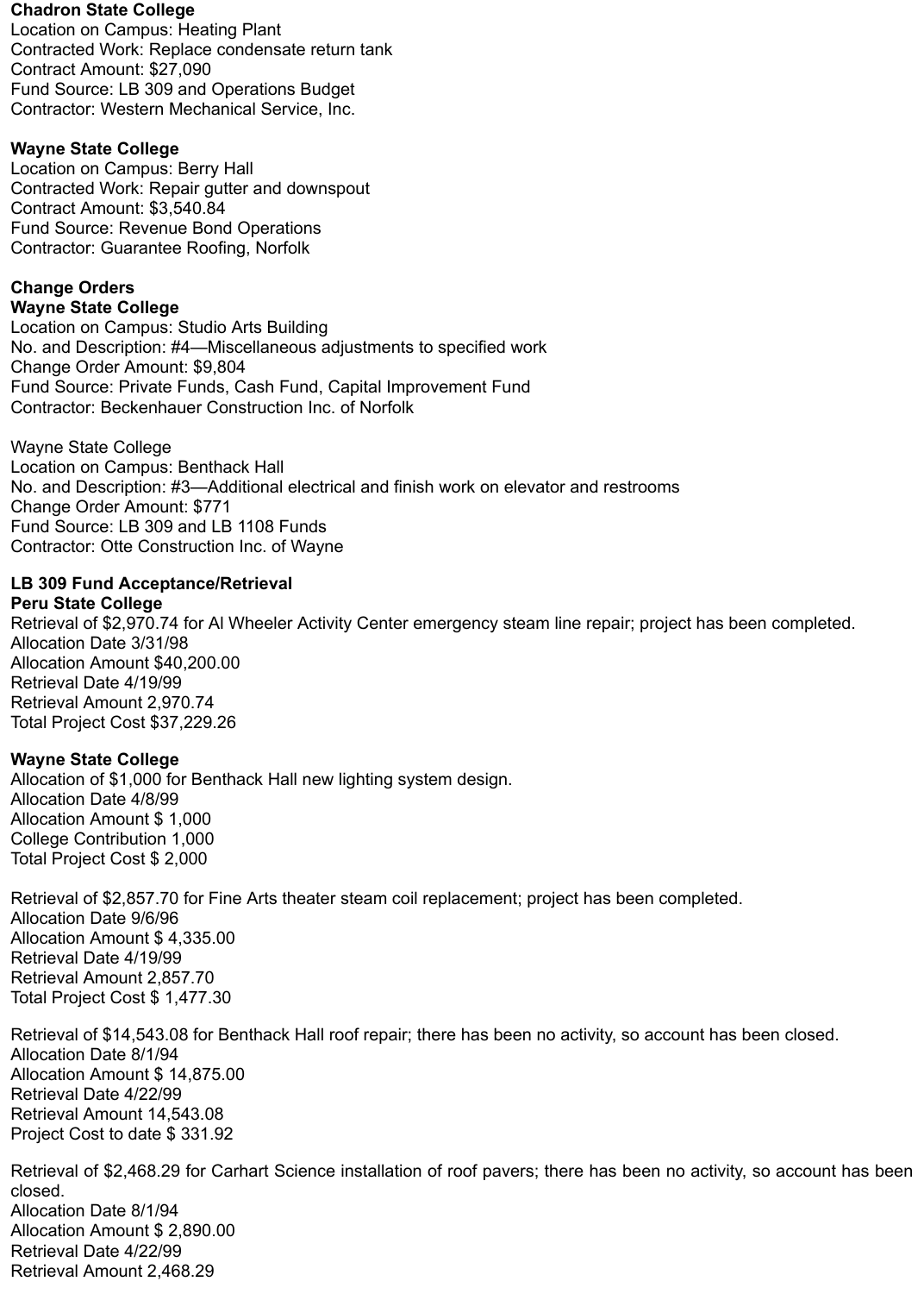**Chadron State College**
Location on Campus: Heating Plant
Contracted Work: Replace condensate return tank
Contract Amount: $27,090
Fund Source: LB 309 and Operations Budget
Contractor: Western Mechanical Service, Inc.

**Wayne State College**
Location on Campus: Berry Hall
Contracted Work: Repair gutter and downspout
Contract Amount: $3,540.84
Fund Source: Revenue Bond Operations
Contractor: Guarantee Roofing, Norfolk

**Change Orders**
**Wayne State College**
Location on Campus: Studio Arts Building
No. and Description: #4—Miscellaneous adjustments to specified work
Change Order Amount: $9,804
Fund Source: Private Funds, Cash Fund, Capital Improvement Fund
Contractor: Beckenhauer Construction Inc. of Norfolk

Wayne State College
Location on Campus: Benthack Hall
No. and Description: #3—Additional electrical and finish work on elevator and restrooms
Change Order Amount: $771
Fund Source: LB 309 and LB 1108 Funds
Contractor: Otte Construction Inc. of Wayne

**LB 309 Fund Acceptance/Retrieval**
**Peru State College**
Retrieval of $2,970.74 for Al Wheeler Activity Center emergency steam line repair; project has been completed.
Allocation Date 3/31/98
Allocation Amount $40,200.00
Retrieval Date 4/19/99
Retrieval Amount 2,970.74
Total Project Cost $37,229.26

**Wayne State College**
Allocation of $1,000 for Benthack Hall new lighting system design.
Allocation Date 4/8/99
Allocation Amount $ 1,000
College Contribution 1,000
Total Project Cost $ 2,000

Retrieval of $2,857.70 for Fine Arts theater steam coil replacement; project has been completed.
Allocation Date 9/6/96
Allocation Amount $ 4,335.00
Retrieval Date 4/19/99
Retrieval Amount 2,857.70
Total Project Cost $ 1,477.30

Retrieval of $14,543.08 for Benthack Hall roof repair; there has been no activity, so account has been closed.
Allocation Date 8/1/94
Allocation Amount $ 14,875.00
Retrieval Date 4/22/99
Retrieval Amount 14,543.08
Project Cost to date $ 331.92

Retrieval of $2,468.29 for Carhart Science installation of roof pavers; there has been no activity, so account has been closed.
Allocation Date 8/1/94
Allocation Amount $ 2,890.00
Retrieval Date 4/22/99
Retrieval Amount 2,468.29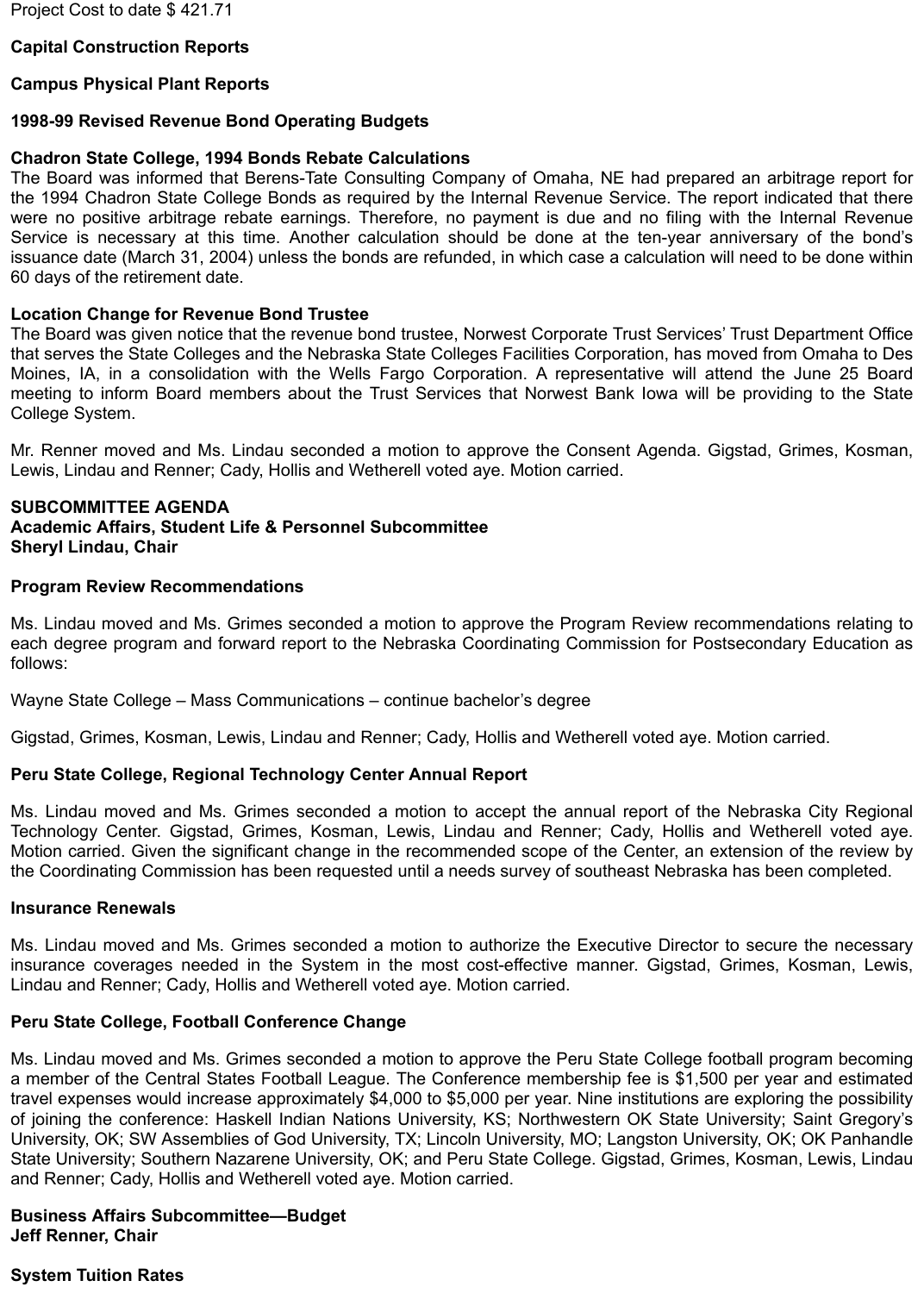Project Cost to date $ 421.71

**Capital Construction Reports**

**Campus Physical Plant Reports**

**1998-99 Revised Revenue Bond Operating Budgets**

**Chadron State College, 1994 Bonds Rebate Calculations**
The Board was informed that Berens-Tate Consulting Company of Omaha, NE had prepared an arbitrage report for the 1994 Chadron State College Bonds as required by the Internal Revenue Service. The report indicated that there were no positive arbitrage rebate earnings. Therefore, no payment is due and no filing with the Internal Revenue Service is necessary at this time. Another calculation should be done at the ten-year anniversary of the bond's issuance date (March 31, 2004) unless the bonds are refunded, in which case a calculation will need to be done within 60 days of the retirement date.

**Location Change for Revenue Bond Trustee**
The Board was given notice that the revenue bond trustee, Norwest Corporate Trust Services' Trust Department Office that serves the State Colleges and the Nebraska State Colleges Facilities Corporation, has moved from Omaha to Des Moines, IA, in a consolidation with the Wells Fargo Corporation. A representative will attend the June 25 Board meeting to inform Board members about the Trust Services that Norwest Bank Iowa will be providing to the State College System.

Mr. Renner moved and Ms. Lindau seconded a motion to approve the Consent Agenda. Gigstad, Grimes, Kosman, Lewis, Lindau and Renner; Cady, Hollis and Wetherell voted aye. Motion carried.

**SUBCOMMITTEE AGENDA**
**Academic Affairs, Student Life & Personnel Subcommittee**
**Sheryl Lindau, Chair**

**Program Review Recommendations**

Ms. Lindau moved and Ms. Grimes seconded a motion to approve the Program Review recommendations relating to each degree program and forward report to the Nebraska Coordinating Commission for Postsecondary Education as follows:

Wayne State College – Mass Communications – continue bachelor's degree

Gigstad, Grimes, Kosman, Lewis, Lindau and Renner; Cady, Hollis and Wetherell voted aye. Motion carried.

**Peru State College, Regional Technology Center Annual Report**

Ms. Lindau moved and Ms. Grimes seconded a motion to accept the annual report of the Nebraska City Regional Technology Center. Gigstad, Grimes, Kosman, Lewis, Lindau and Renner; Cady, Hollis and Wetherell voted aye. Motion carried. Given the significant change in the recommended scope of the Center, an extension of the review by the Coordinating Commission has been requested until a needs survey of southeast Nebraska has been completed.

**Insurance Renewals**

Ms. Lindau moved and Ms. Grimes seconded a motion to authorize the Executive Director to secure the necessary insurance coverages needed in the System in the most cost-effective manner. Gigstad, Grimes, Kosman, Lewis, Lindau and Renner; Cady, Hollis and Wetherell voted aye. Motion carried.

**Peru State College, Football Conference Change**

Ms. Lindau moved and Ms. Grimes seconded a motion to approve the Peru State College football program becoming a member of the Central States Football League. The Conference membership fee is $1,500 per year and estimated travel expenses would increase approximately $4,000 to $5,000 per year. Nine institutions are exploring the possibility of joining the conference: Haskell Indian Nations University, KS; Northwestern OK State University; Saint Gregory's University, OK; SW Assemblies of God University, TX; Lincoln University, MO; Langston University, OK; OK Panhandle State University; Southern Nazarene University, OK; and Peru State College. Gigstad, Grimes, Kosman, Lewis, Lindau and Renner; Cady, Hollis and Wetherell voted aye. Motion carried.

**Business Affairs Subcommittee—Budget**
**Jeff Renner, Chair**

**System Tuition Rates**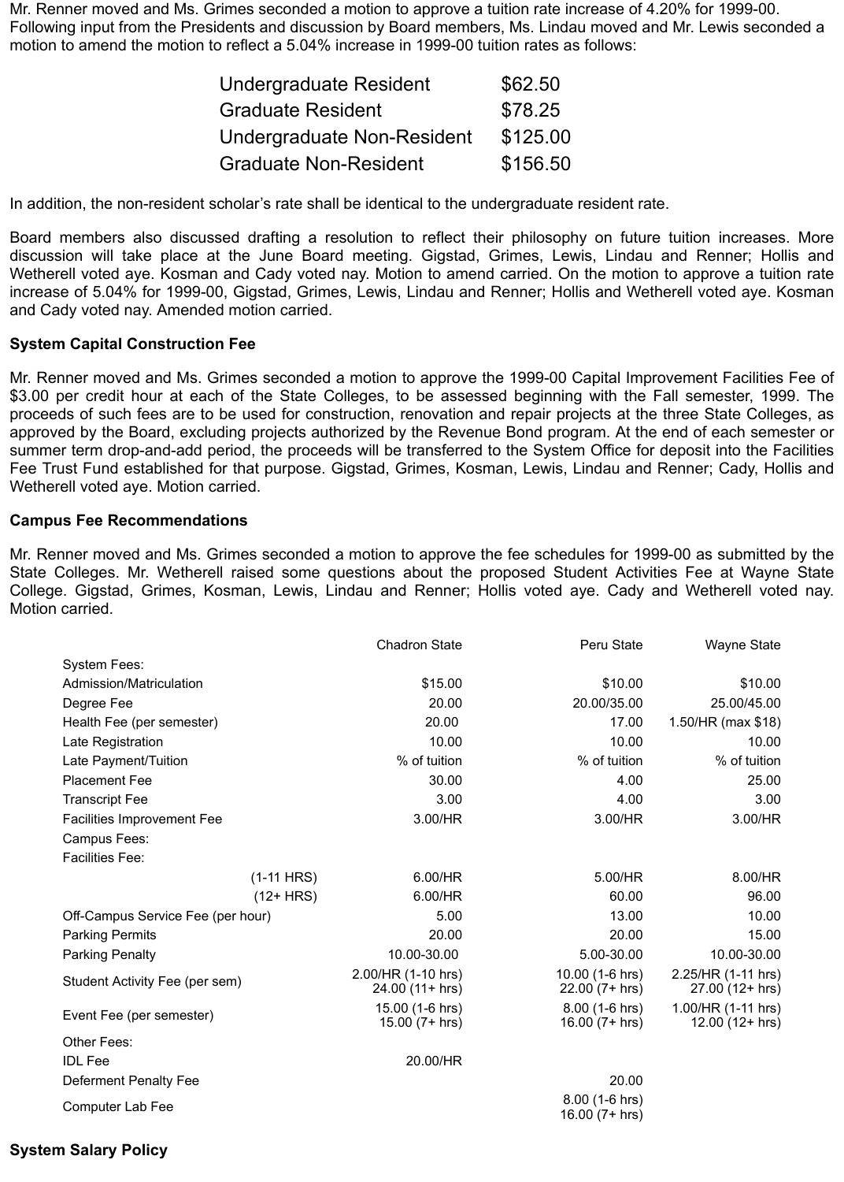Mr. Renner moved and Ms. Grimes seconded a motion to approve a tuition rate increase of 4.20% for 1999-00. Following input from the Presidents and discussion by Board members, Ms. Lindau moved and Mr. Lewis seconded a motion to amend the motion to reflect a 5.04% increase in 1999-00 tuition rates as follows:

| | |
|---|---|
| Undergraduate Resident | $62.50 |
| Graduate Resident | $78.25 |
| Undergraduate Non-Resident | $125.00 |
| Graduate Non-Resident | $156.50 |

In addition, the non-resident scholar's rate shall be identical to the undergraduate resident rate.

Board members also discussed drafting a resolution to reflect their philosophy on future tuition increases. More discussion will take place at the June Board meeting. Gigstad, Grimes, Lewis, Lindau and Renner; Hollis and Wetherell voted aye. Kosman and Cady voted nay. Motion to amend carried. On the motion to approve a tuition rate increase of 5.04% for 1999-00, Gigstad, Grimes, Lewis, Lindau and Renner; Hollis and Wetherell voted aye. Kosman and Cady voted nay. Amended motion carried.

**System Capital Construction Fee**

Mr. Renner moved and Ms. Grimes seconded a motion to approve the 1999-00 Capital Improvement Facilities Fee of $3.00 per credit hour at each of the State Colleges, to be assessed beginning with the Fall semester, 1999. The proceeds of such fees are to be used for construction, renovation and repair projects at the three State Colleges, as approved by the Board, excluding projects authorized by the Revenue Bond program. At the end of each semester or summer term drop-and-add period, the proceeds will be transferred to the System Office for deposit into the Facilities Fee Trust Fund established for that purpose. Gigstad, Grimes, Kosman, Lewis, Lindau and Renner; Cady, Hollis and Wetherell voted aye. Motion carried.

**Campus Fee Recommendations**

Mr. Renner moved and Ms. Grimes seconded a motion to approve the fee schedules for 1999-00 as submitted by the State Colleges. Mr. Wetherell raised some questions about the proposed Student Activities Fee at Wayne State College. Gigstad, Grimes, Kosman, Lewis, Lindau and Renner; Hollis voted aye. Cady and Wetherell voted nay. Motion carried.

| | Chadron State | Peru State | Wayne State |
|---|---|---|---|
| System Fees: | | | |
| Admission/Matriculation | $15.00 | $10.00 | $10.00 |
| Degree Fee | 20.00 | 20.00/35.00 | 25.00/45.00 |
| Health Fee (per semester) | 20.00 | 17.00 | 1.50/HR (max $18) |
| Late Registration | 10.00 | 10.00 | 10.00 |
| Late Payment/Tuition | % of tuition | % of tuition | % of tuition |
| Placement Fee | 30.00 | 4.00 | 25.00 |
| Transcript Fee | 3.00 | 4.00 | 3.00 |
| Facilities Improvement Fee | 3.00/HR | 3.00/HR | 3.00/HR |
| Campus Fees: | | | |
| Facilities Fee: | | | |
| (1-11 HRS) | 6.00/HR | 5.00/HR | 8.00/HR |
| (12+ HRS) | 6.00/HR | 60.00 | 96.00 |
| Off-Campus Service Fee (per hour) | 5.00 | 13.00 | 10.00 |
| Parking Permits | 20.00 | 20.00 | 15.00 |
| Parking Penalty | 10.00-30.00 | 5.00-30.00 | 10.00-30.00 |
| Student Activity Fee (per sem) | 2.00/HR (1-10 hrs) 24.00 (11+ hrs) | 10.00 (1-6 hrs) 22.00 (7+ hrs) | 2.25/HR (1-11 hrs) 27.00 (12+ hrs) |
| Event Fee (per semester) | 15.00 (1-6 hrs) 15.00 (7+ hrs) | 8.00 (1-6 hrs) 16.00 (7+ hrs) | 1.00/HR (1-11 hrs) 12.00 (12+ hrs) |
| Other Fees: | | | |
| IDL Fee | 20.00/HR | | |
| Deferment Penalty Fee | | 20.00 | |
| Computer Lab Fee | | 8.00 (1-6 hrs) 16.00 (7+ hrs) | |

**System Salary Policy**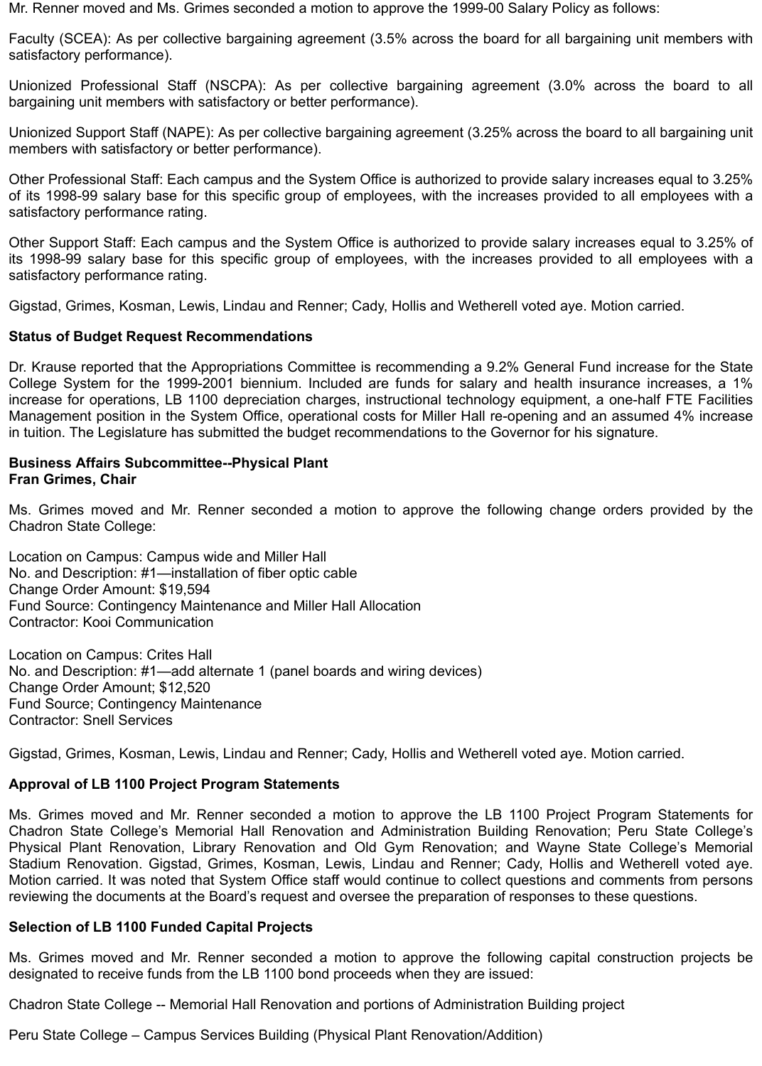Mr. Renner moved and Ms. Grimes seconded a motion to approve the 1999-00 Salary Policy as follows:

Faculty (SCEA): As per collective bargaining agreement (3.5% across the board for all bargaining unit members with satisfactory performance).

Unionized Professional Staff (NSCPA): As per collective bargaining agreement (3.0% across the board to all bargaining unit members with satisfactory or better performance).

Unionized Support Staff (NAPE): As per collective bargaining agreement (3.25% across the board to all bargaining unit members with satisfactory or better performance).

Other Professional Staff: Each campus and the System Office is authorized to provide salary increases equal to 3.25% of its 1998-99 salary base for this specific group of employees, with the increases provided to all employees with a satisfactory performance rating.

Other Support Staff: Each campus and the System Office is authorized to provide salary increases equal to 3.25% of its 1998-99 salary base for this specific group of employees, with the increases provided to all employees with a satisfactory performance rating.

Gigstad, Grimes, Kosman, Lewis, Lindau and Renner; Cady, Hollis and Wetherell voted aye. Motion carried.

**Status of Budget Request Recommendations**

Dr. Krause reported that the Appropriations Committee is recommending a 9.2% General Fund increase for the State College System for the 1999-2001 biennium. Included are funds for salary and health insurance increases, a 1% increase for operations, LB 1100 depreciation charges, instructional technology equipment, a one-half FTE Facilities Management position in the System Office, operational costs for Miller Hall re-opening and an assumed 4% increase in tuition. The Legislature has submitted the budget recommendations to the Governor for his signature.

**Business Affairs Subcommittee--Physical Plant**
**Fran Grimes, Chair**

Ms. Grimes moved and Mr. Renner seconded a motion to approve the following change orders provided by the Chadron State College:

Location on Campus: Campus wide and Miller Hall
No. and Description: #1—installation of fiber optic cable
Change Order Amount: $19,594
Fund Source: Contingency Maintenance and Miller Hall Allocation
Contractor: Kooi Communication

Location on Campus: Crites Hall
No. and Description: #1—add alternate 1 (panel boards and wiring devices)
Change Order Amount; $12,520
Fund Source; Contingency Maintenance
Contractor: Snell Services

Gigstad, Grimes, Kosman, Lewis, Lindau and Renner; Cady, Hollis and Wetherell voted aye. Motion carried.

**Approval of LB 1100 Project Program Statements**

Ms. Grimes moved and Mr. Renner seconded a motion to approve the LB 1100 Project Program Statements for Chadron State College's Memorial Hall Renovation and Administration Building Renovation; Peru State College's Physical Plant Renovation, Library Renovation and Old Gym Renovation; and Wayne State College's Memorial Stadium Renovation. Gigstad, Grimes, Kosman, Lewis, Lindau and Renner; Cady, Hollis and Wetherell voted aye. Motion carried. It was noted that System Office staff would continue to collect questions and comments from persons reviewing the documents at the Board's request and oversee the preparation of responses to these questions.

**Selection of LB 1100 Funded Capital Projects**

Ms. Grimes moved and Mr. Renner seconded a motion to approve the following capital construction projects be designated to receive funds from the LB 1100 bond proceeds when they are issued:

Chadron State College -- Memorial Hall Renovation and portions of Administration Building project

Peru State College – Campus Services Building (Physical Plant Renovation/Addition)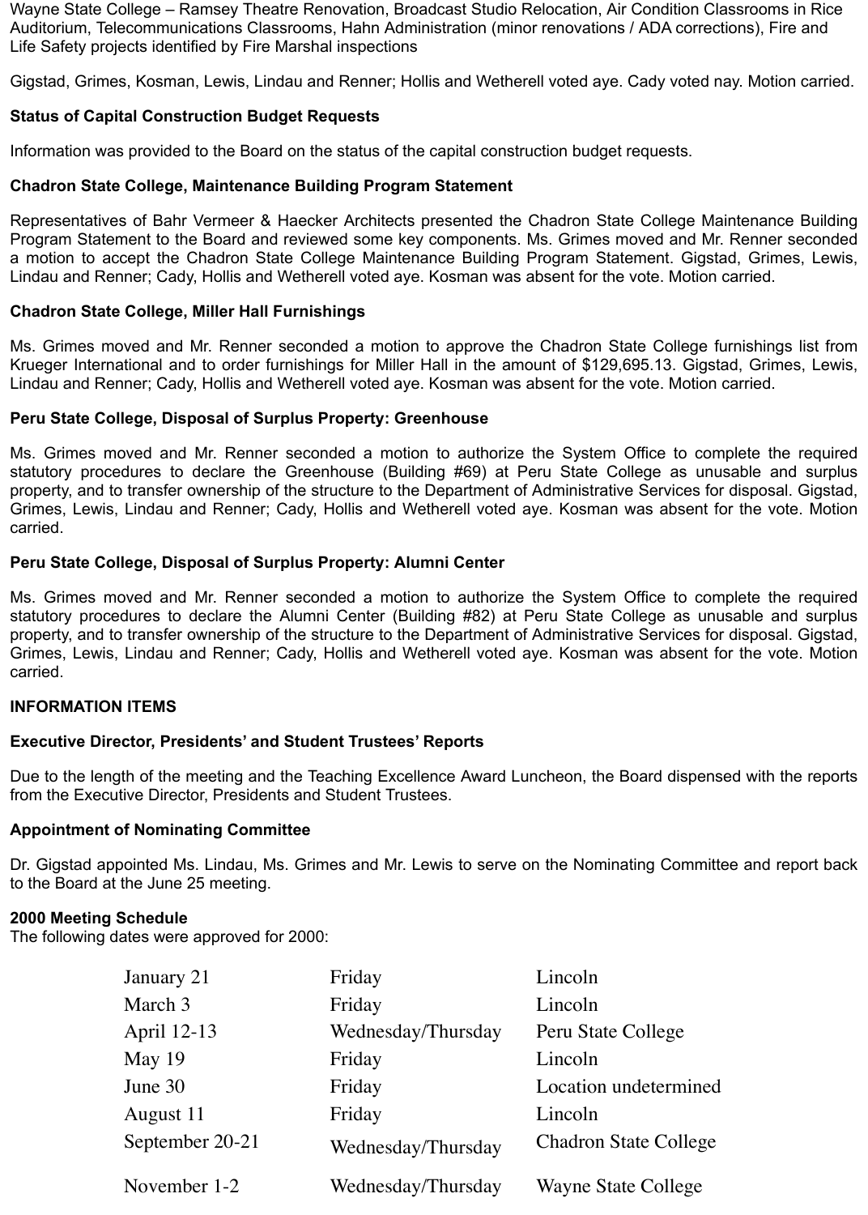Wayne State College – Ramsey Theatre Renovation, Broadcast Studio Relocation, Air Condition Classrooms in Rice Auditorium, Telecommunications Classrooms, Hahn Administration (minor renovations / ADA corrections), Fire and Life Safety projects identified by Fire Marshal inspections

Gigstad, Grimes, Kosman, Lewis, Lindau and Renner; Hollis and Wetherell voted aye. Cady voted nay. Motion carried.

**Status of Capital Construction Budget Requests**

Information was provided to the Board on the status of the capital construction budget requests.

**Chadron State College, Maintenance Building Program Statement**

Representatives of Bahr Vermeer & Haecker Architects presented the Chadron State College Maintenance Building Program Statement to the Board and reviewed some key components. Ms. Grimes moved and Mr. Renner seconded a motion to accept the Chadron State College Maintenance Building Program Statement. Gigstad, Grimes, Lewis, Lindau and Renner; Cady, Hollis and Wetherell voted aye. Kosman was absent for the vote. Motion carried.

**Chadron State College, Miller Hall Furnishings**

Ms. Grimes moved and Mr. Renner seconded a motion to approve the Chadron State College furnishings list from Krueger International and to order furnishings for Miller Hall in the amount of $129,695.13. Gigstad, Grimes, Lewis, Lindau and Renner; Cady, Hollis and Wetherell voted aye. Kosman was absent for the vote. Motion carried.

**Peru State College, Disposal of Surplus Property: Greenhouse**

Ms. Grimes moved and Mr. Renner seconded a motion to authorize the System Office to complete the required statutory procedures to declare the Greenhouse (Building #69) at Peru State College as unusable and surplus property, and to transfer ownership of the structure to the Department of Administrative Services for disposal. Gigstad, Grimes, Lewis, Lindau and Renner; Cady, Hollis and Wetherell voted aye. Kosman was absent for the vote. Motion carried.

**Peru State College, Disposal of Surplus Property: Alumni Center**

Ms. Grimes moved and Mr. Renner seconded a motion to authorize the System Office to complete the required statutory procedures to declare the Alumni Center (Building #82) at Peru State College as unusable and surplus property, and to transfer ownership of the structure to the Department of Administrative Services for disposal. Gigstad, Grimes, Lewis, Lindau and Renner; Cady, Hollis and Wetherell voted aye. Kosman was absent for the vote. Motion carried.

**INFORMATION ITEMS**

**Executive Director, Presidents' and Student Trustees' Reports**

Due to the length of the meeting and the Teaching Excellence Award Luncheon, the Board dispensed with the reports from the Executive Director, Presidents and Student Trustees.

**Appointment of Nominating Committee**

Dr. Gigstad appointed Ms. Lindau, Ms. Grimes and Mr. Lewis to serve on the Nominating Committee and report back to the Board at the June 25 meeting.

**2000 Meeting Schedule**
The following dates were approved for 2000:

| | | |
|---|---|---|
| January 21 | Friday | Lincoln |
| March 3 | Friday | Lincoln |
| April 12-13 | Wednesday/Thursday | Peru State College |
| May 19 | Friday | Lincoln |
| June 30 | Friday | Location undetermined |
| August 11 | Friday | Lincoln |
| September 20-21 | Wednesday/Thursday | Chadron State College |
| November 1-2 | Wednesday/Thursday | Wayne State College |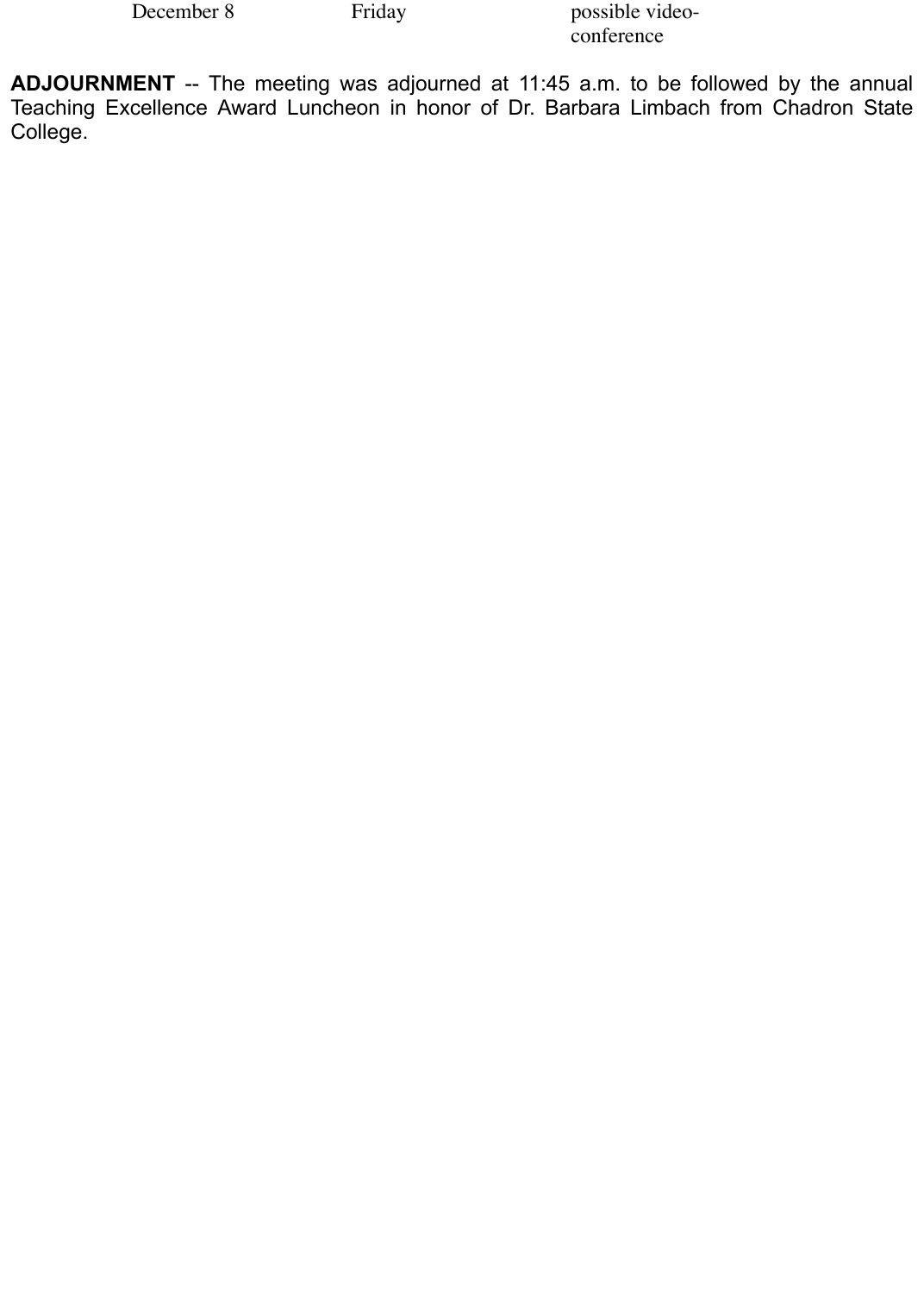| | | |
|---|---|---|
| December 8 | Friday | possible video-conference |

**ADJOURNMENT** -- The meeting was adjourned at 11:45 a.m. to be followed by the annual Teaching Excellence Award Luncheon in honor of Dr. Barbara Limbach from Chadron State College.